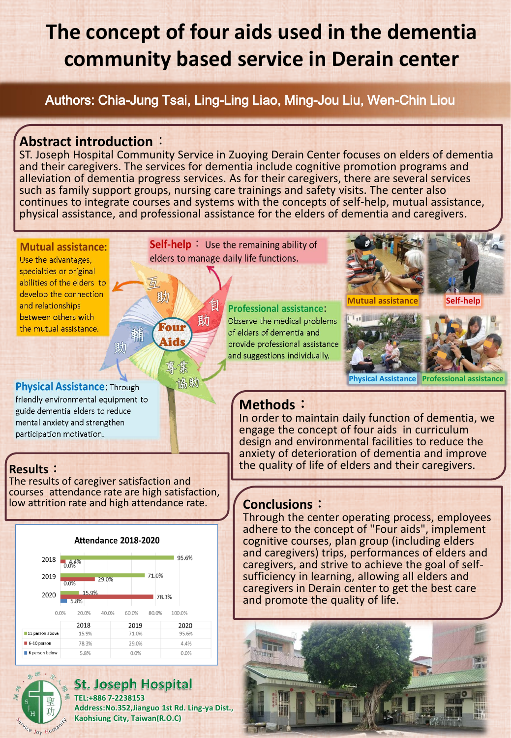# The concept of four aids used in the dementia community based service in Derain center

Authors: Chia-Jung Tsai, Ling-Ling Liao, Ming-Jou Liu, Wen-Chin Liou

## Abstract introduction：

ST. Joseph Hospital Community Service in Zuoying Derain Center focuses on elders of dementia and their caregivers. The services for dementia include cognitive promotion programs and alleviation of dementia progress services. As for their caregivers, there are several services such as family support groups, nursing care trainings and safety visits. The center also continues to integrate courses and systems with the concepts of self-help, mutual assistance, physical assistance, and professional assistance for the elders of dementia and caregivers.

**Mutual assistance:** Use the advantages, specialties or original abilities of the elders to develop the connection and relationships between others with the mutual assistance.

**Self-help：** Use the remaining ability of elders to manage daily life functions.

**Professional assistance:** Observe the medical problems of elders of dementia and provide professional assistance and suggestions individually.

**Physical Assistance:** Through friendly environmental equipment to guide dementia elders to reduce mental anxiety and strengthen participation motivation.

Four Aids: 互助 自助 專業協助 輔助

Mutual assistance | Self-help | Physical Assistance | Professional assistance

## Methods：

In order to maintain daily function of dementia, we engage the concept of four aids in curriculum design and environmental facilities to reduce the anxiety of deterioration of dementia and improve the quality of life of elders and their caregivers.

## Results：

The results of caregiver satisfaction and courses attendance rate are high satisfaction, low attrition rate and high attendance rate.

**Attendance 2018-2020**

| | 2018 | 2019 | 2020 |
|---|---|---|---|
| 11 person above | 15.9% | 71.0% | 95.6% |
| 6-10 person | 78.3% | 29.0% | 4.4% |
| 6 person below | 5.8% | 0.0% | 0.0% |

## Conclusions：

Through the center operating process, employees adhere to the concept of "Four aids", implement cognitive courses, plan group (including elders and caregivers) trips, performances of elders and caregivers, and strive to achieve the goal of self-sufficiency in learning, allowing all elders and caregivers in Derain center to get the best care and promote the quality of life.

**St. Joseph Hospital**
TEL:+886 7-2238153
Address:No.352,Jianguo 1st Rd. Ling-ya Dist., Kaohsiung City, Taiwan(R.O.C)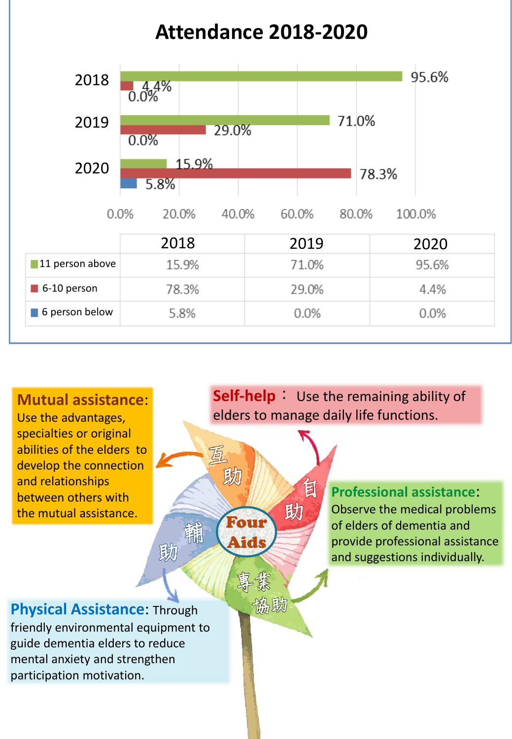## Attendance 2018-2020

2018
95.6%
4.4%
0.0%

2019
71.0%
29.0%
0.0%

2020
15.9%
78.3%
5.8%

0.0% 20.0% 40.0% 60.0% 80.0% 100.0%

| | 2018 | 2019 | 2020 |
|---|---|---|---|
| 11 person above | 15.9% | 71.0% | 95.6% |
| 6-10 person | 78.3% | 29.0% | 4.4% |
| 6 person below | 5.8% | 0.0% | 0.0% |

**Mutual assistance**: Use the advantages, specialties or original abilities of the elders to develop the connection and relationships between others with the mutual assistance.

**Self-help**： Use the remaining ability of elders to manage daily life functions.

互助

自助

輔助

專業協助

**Four Aids**

**Professional assistance**: Observe the medical problems of elders of dementia and provide professional assistance and suggestions individually.

**Physical Assistance**: Through friendly environmental equipment to guide dementia elders to reduce mental anxiety and strengthen participation motivation.